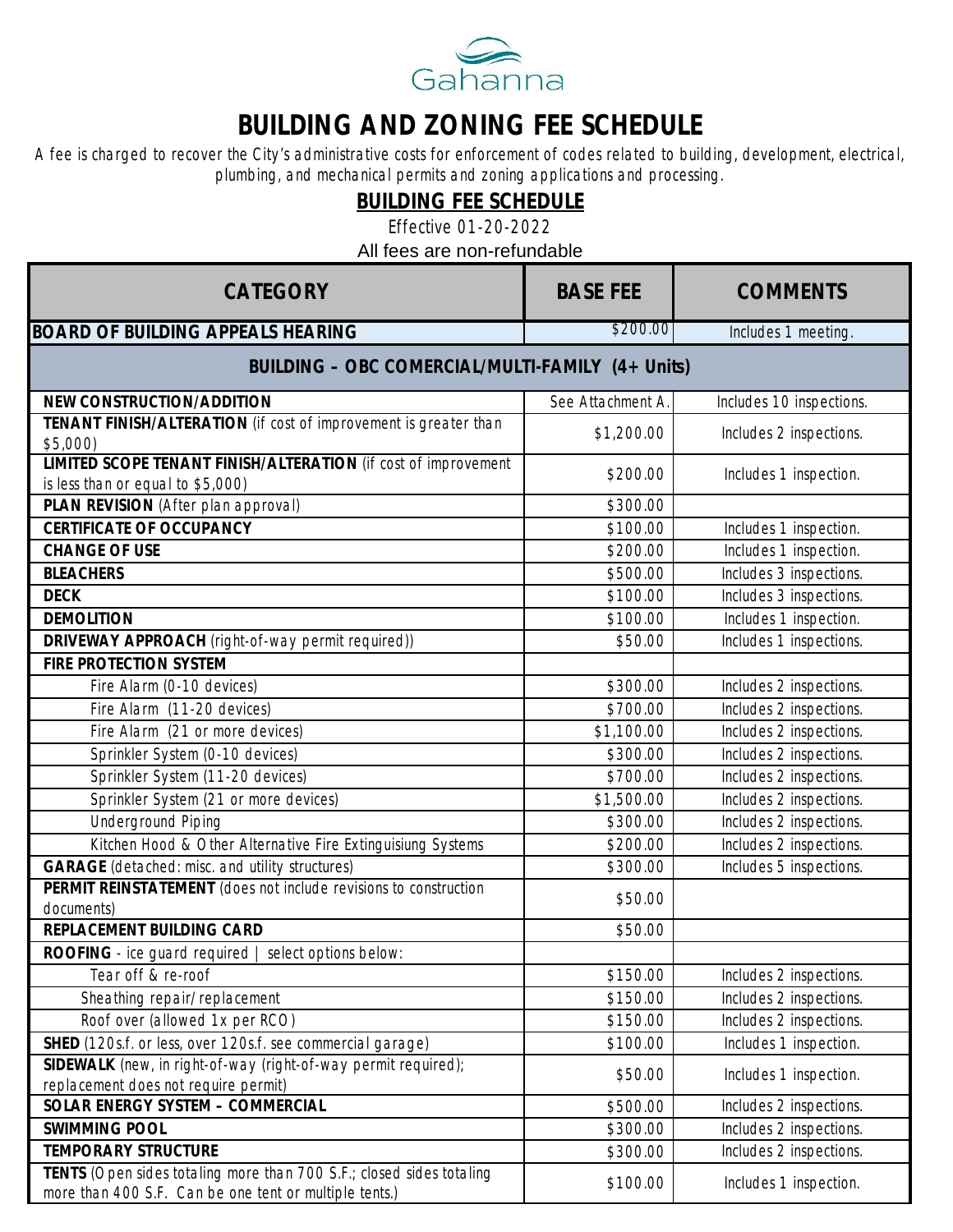Gahanna

# BUILDING AND ZONING FEE SCHEDULE

A fee is charged to recover the City's administrative costs for enforcement of codes related to building, development, electrical, plumbing, and mechanical permits and zoning applications and processing.

## BUILDING FEE SCHEDULE

Effective 01-20-2022

All fees are non-refundable

| CATEGORY | BASE FEE | COMMENTS |
|---|---|---|
| **BOARD OF BUILDING APPEALS HEARING** | $200.00 | Includes 1 meeting. |
| **BUILDING – OBC COMERCIAL/MULTI-FAMILY (4+ Units)** | | |
| **NEW CONSTRUCTION/ADDITION** | See Attachment A. | Includes 10 inspections. |
| **TENANT FINISH/ALTERATION** (if cost of improvement is greater than $5,000) | $1,200.00 | Includes 2 inspections. |
| **LIMITED SCOPE TENANT FINISH/ALTERATION** (if cost of improvement is less than or equal to $5,000) | $200.00 | Includes 1 inspection. |
| **PLAN REVISION** (After plan approval) | $300.00 | |
| **CERTIFICATE OF OCCUPANCY** | $100.00 | Includes 1 inspection. |
| **CHANGE OF USE** | $200.00 | Includes 1 inspection. |
| **BLEACHERS** | $500.00 | Includes 3 inspections. |
| **DECK** | $100.00 | Includes 3 inspections. |
| **DEMOLITION** | $100.00 | Includes 1 inspection. |
| **DRIVEWAY APPROACH** (right-of-way permit required)) | $50.00 | Includes 1 inspections. |
| **FIRE PROTECTION SYSTEM** | | |
| Fire Alarm (0-10 devices) | $300.00 | Includes 2 inspections. |
| Fire Alarm (11-20 devices) | $700.00 | Includes 2 inspections. |
| Fire Alarm (21 or more devices) | $1,100.00 | Includes 2 inspections. |
| Sprinkler System (0-10 devices) | $300.00 | Includes 2 inspections. |
| Sprinkler System (11-20 devices) | $700.00 | Includes 2 inspections. |
| Sprinkler System (21 or more devices) | $1,500.00 | Includes 2 inspections. |
| Underground Piping | $300.00 | Includes 2 inspections. |
| Kitchen Hood & Other Alternative Fire Extinguisiung Systems | $200.00 | Includes 2 inspections. |
| **GARAGE** (detached: misc. and utility structures) | $300.00 | Includes 5 inspections. |
| **PERMIT REINSTATEMENT** (does not include revisions to construction documents) | $50.00 | |
| **REPLACEMENT BUILDING CARD** | $50.00 | |
| **ROOFING** - ice guard required \| select options below: | | |
| Tear off & re-roof | $150.00 | Includes 2 inspections. |
| Sheathing repair/replacement | $150.00 | Includes 2 inspections. |
| Roof over (allowed 1x per RCO) | $150.00 | Includes 2 inspections. |
| **SHED** (120s.f. or less, over 120s.f. see commercial garage) | $100.00 | Includes 1 inspection. |
| **SIDEWALK** (new, in right-of-way (right-of-way permit required); replacement does not require permit) | $50.00 | Includes 1 inspection. |
| **SOLAR ENERGY SYSTEM – COMMERCIAL** | $500.00 | Includes 2 inspections. |
| **SWIMMING POOL** | $300.00 | Includes 2 inspections. |
| **TEMPORARY STRUCTURE** | $300.00 | Includes 2 inspections. |
| **TENTS** (Open sides totaling more than 700 S.F.; closed sides totaling more than 400 S.F. Can be one tent or multiple tents.) | $100.00 | Includes 1 inspection. |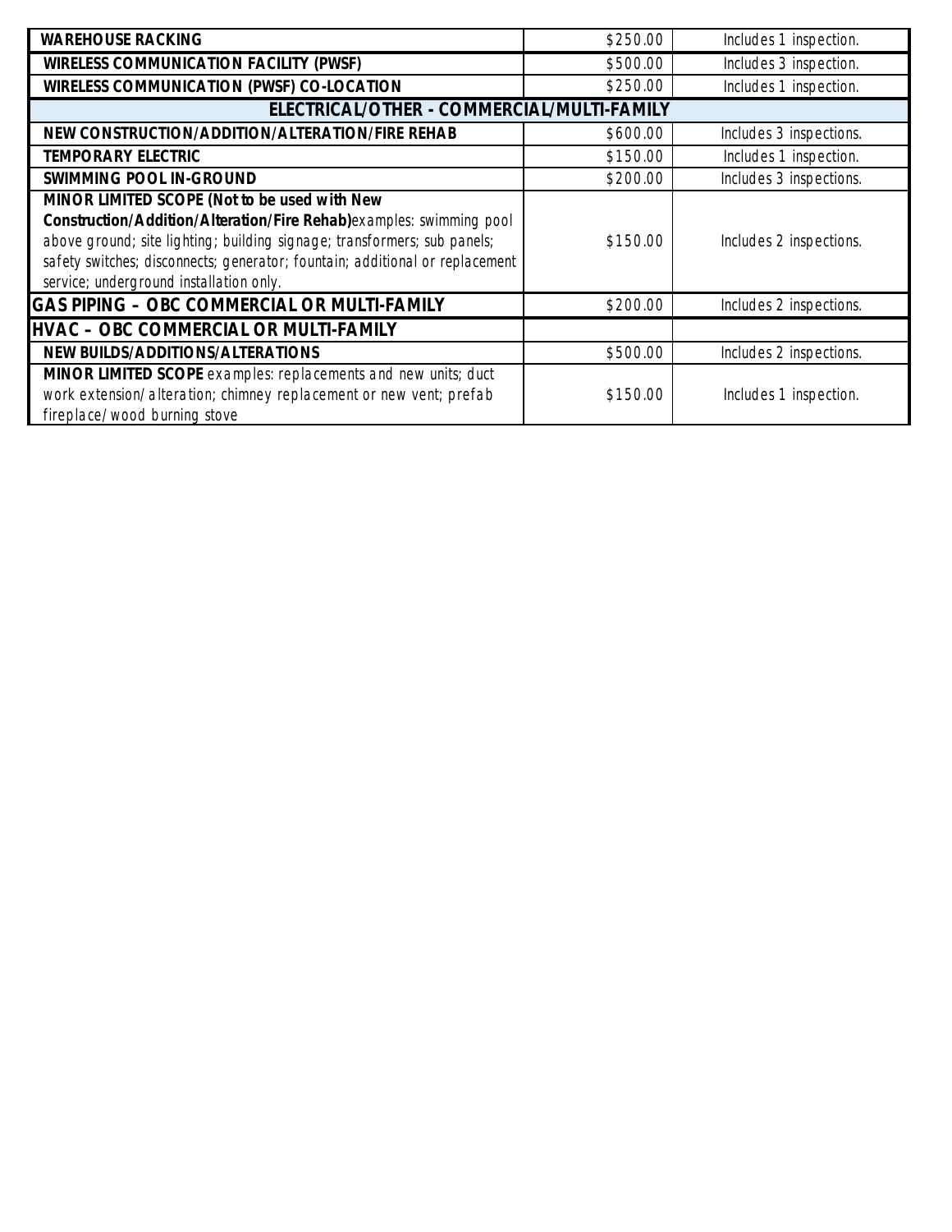| | | |
|---|---|---|
| **WAREHOUSE RACKING** | $250.00 | Includes 1 inspection. |
| **WIRELESS COMMUNICATION FACILITY (PWSF)** | $500.00 | Includes 3 inspection. |
| **WIRELESS COMMUNICATION (PWSF) CO-LOCATION** | $250.00 | Includes 1 inspection. |
| **ELECTRICAL/OTHER - COMMERCIAL/MULTI-FAMILY** | | |
| **NEW CONSTRUCTION/ADDITION/ALTERATION/FIRE REHAB** | $600.00 | Includes 3 inspections. |
| **TEMPORARY ELECTRIC** | $150.00 | Includes 1 inspection. |
| **SWIMMING POOL IN-GROUND** | $200.00 | Includes 3 inspections. |
| **MINOR LIMITED SCOPE (Not to be used with New Construction/Addition/Alteration/Fire Rehab)** examples: swimming pool above ground; site lighting; building signage; transformers; sub panels; safety switches; disconnects; generator; fountain; additional or replacement service; underground installation only. | $150.00 | Includes 2 inspections. |
| **GAS PIPING – OBC COMMERCIAL OR MULTI-FAMILY** | $200.00 | Includes 2 inspections. |
| **HVAC – OBC COMMERCIAL OR MULTI-FAMILY** | | |
| **NEW BUILDS/ADDITIONS/ALTERATIONS** | $500.00 | Includes 2 inspections. |
| **MINOR LIMITED SCOPE** examples: replacements and new units; duct work extension/alteration; chimney replacement or new vent; prefab fireplace/wood burning stove | $150.00 | Includes 1 inspection. |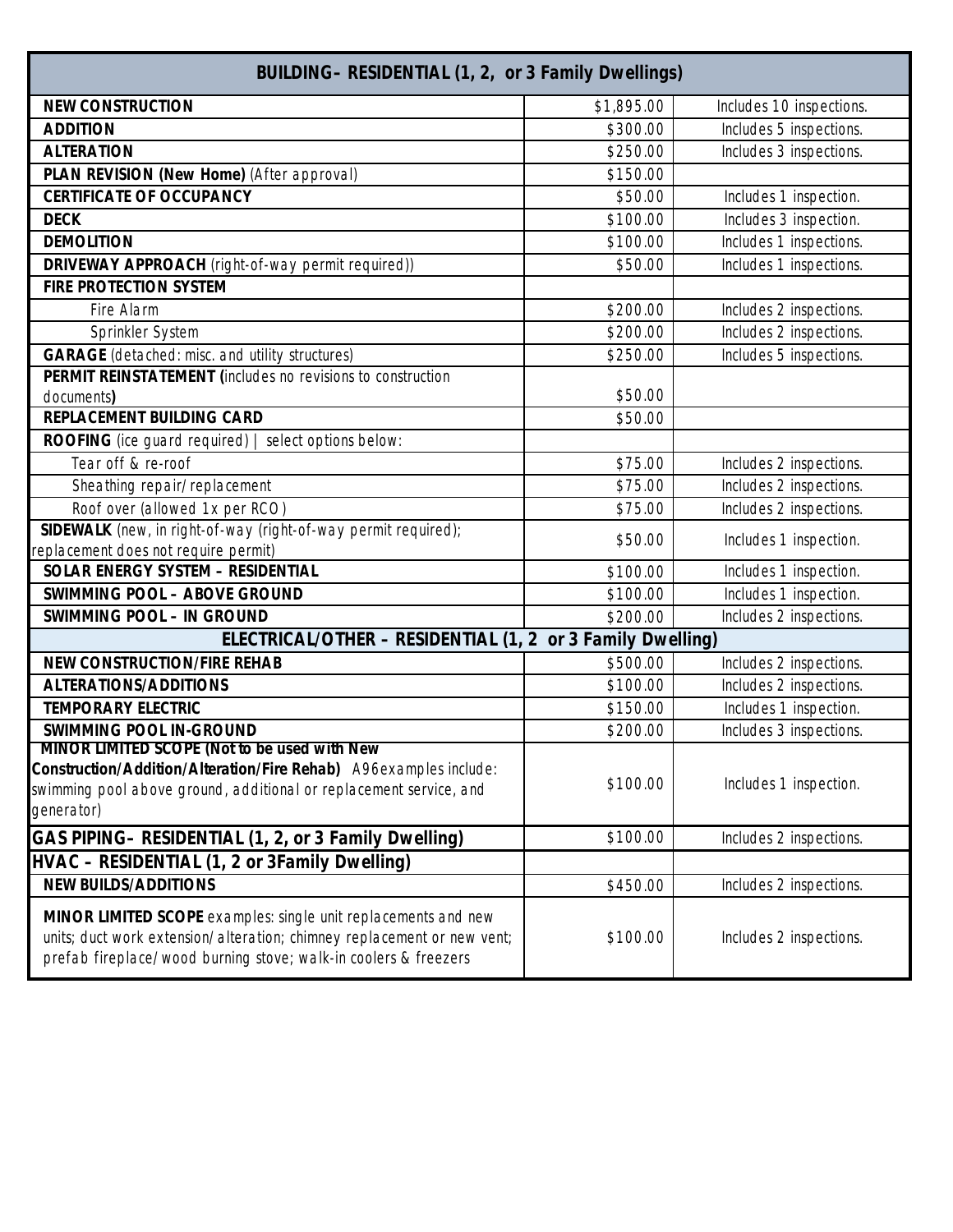| BUILDING– RESIDENTIAL (1, 2, or 3 Family Dwellings) | | |
|---|---|---|
| **NEW CONSTRUCTION** | $1,895.00 | Includes 10 inspections. |
| **ADDITION** | $300.00 | Includes 5 inspections. |
| **ALTERATION** | $250.00 | Includes 3 inspections. |
| **PLAN REVISION (New Home)** (After approval) | $150.00 | |
| **CERTIFICATE OF OCCUPANCY** | $50.00 | Includes 1 inspection. |
| **DECK** | $100.00 | Includes 3 inspection. |
| **DEMOLITION** | $100.00 | Includes 1 inspections. |
| **DRIVEWAY APPROACH** (right-of-way permit required)) | $50.00 | Includes 1 inspections. |
| **FIRE PROTECTION SYSTEM** | | |
| Fire Alarm | $200.00 | Includes 2 inspections. |
| Sprinkler System | $200.00 | Includes 2 inspections. |
| **GARAGE** (detached: misc. and utility structures) | $250.00 | Includes 5 inspections. |
| **PERMIT REINSTATEMENT (**includes no revisions to construction documents**)** | $50.00 | |
| **REPLACEMENT BUILDING CARD** | $50.00 | |
| **ROOFING** (ice guard required) \| select options below: | | |
| Tear off & re-roof | $75.00 | Includes 2 inspections. |
| Sheathing repair/replacement | $75.00 | Includes 2 inspections. |
| Roof over (allowed 1x per RCO) | $75.00 | Includes 2 inspections. |
| **SIDEWALK** (new, in right-of-way (right-of-way permit required); replacement does not require permit) | $50.00 | Includes 1 inspection. |
| **SOLAR ENERGY SYSTEM – RESIDENTIAL** | $100.00 | Includes 1 inspection. |
| **SWIMMING POOL – ABOVE GROUND** | $100.00 | Includes 1 inspection. |
| **SWIMMING POOL – IN GROUND** | $200.00 | Includes 2 inspections. |
| **ELECTRICAL/OTHER – RESIDENTIAL (1, 2 or 3 Family Dwelling)** | | |
| **NEW CONSTRUCTION/FIRE REHAB** | $500.00 | Includes 2 inspections. |
| **ALTERATIONS/ADDITIONS** | $100.00 | Includes 2 inspections. |
| **TEMPORARY ELECTRIC** | $150.00 | Includes 1 inspection. |
| **SWIMMING POOL IN-GROUND** | $200.00 | Includes 3 inspections. |
| **MINOR LIMITED SCOPE (Not to be used with New Construction/Addition/Alteration/Fire Rehab)** A96examples include: swimming pool above ground, additional or replacement service, and generator) | $100.00 | Includes 1 inspection. |
| **GAS PIPING– RESIDENTIAL (1, 2, or 3 Family Dwelling)** | $100.00 | Includes 2 inspections. |
| **HVAC – RESIDENTIAL (1, 2 or 3Family Dwelling)** | | |
| **NEW BUILDS/ADDITIONS** | $450.00 | Includes 2 inspections. |
| **MINOR LIMITED SCOPE** examples: single unit replacements and new units; duct work extension/alteration; chimney replacement or new vent; prefab fireplace/wood burning stove; walk-in coolers & freezers | $100.00 | Includes 2 inspections. |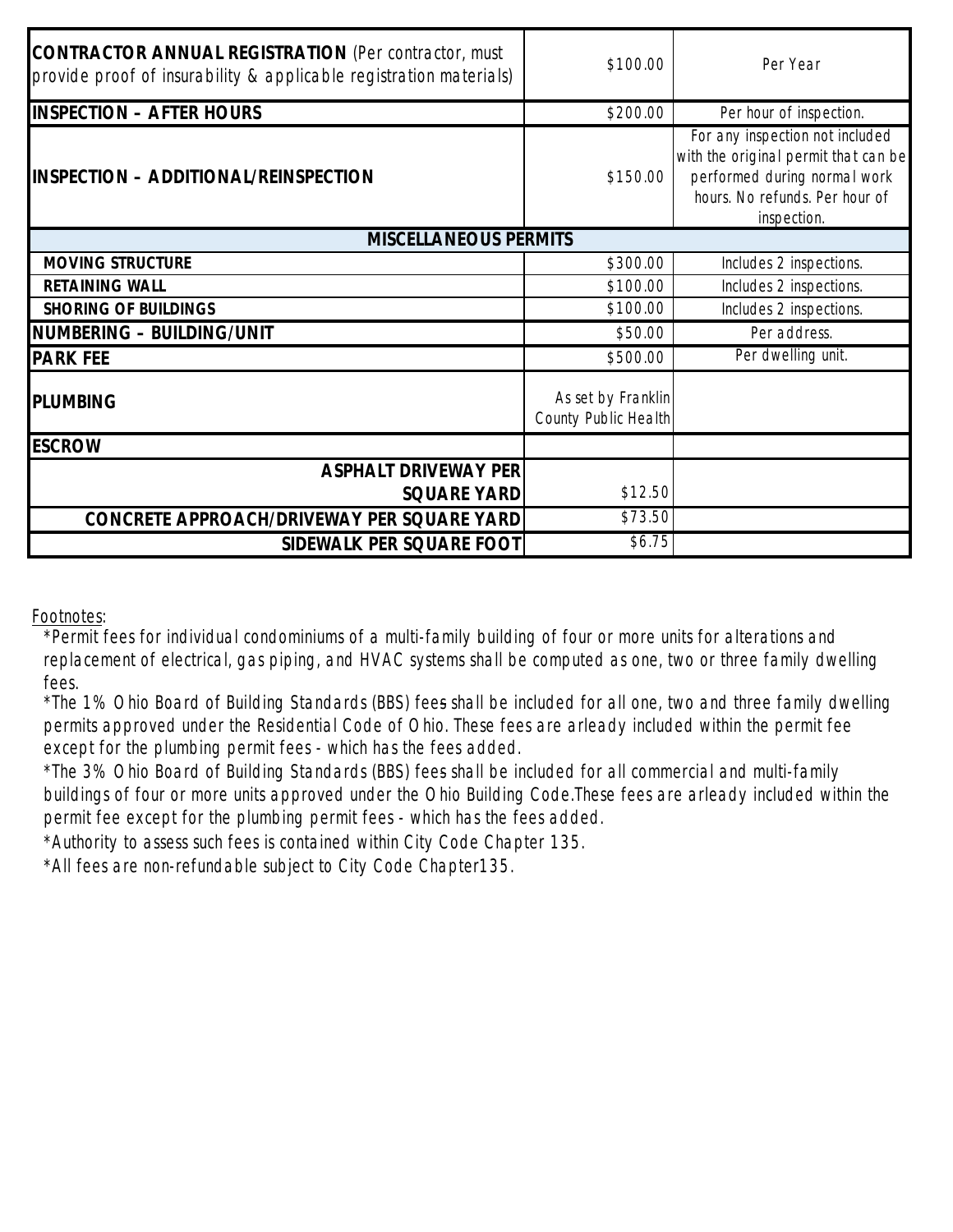| | | |
|---|---|---|
| **CONTRACTOR ANNUAL REGISTRATION** (Per contractor, must provide proof of insurability & applicable registration materials) | $100.00 | Per Year |
| **INSPECTION – AFTER HOURS** | $200.00 | Per hour of inspection. |
| **INSPECTION – ADDITIONAL/REINSPECTION** | $150.00 | For any inspection not included with the original permit that can be performed during normal work hours. No refunds. Per hour of inspection. |
| **MISCELLANEOUS PERMITS** | | |
| **MOVING STRUCTURE** | $300.00 | Includes 2 inspections. |
| **RETAINING WALL** | $100.00 | Includes 2 inspections. |
| **SHORING OF BUILDINGS** | $100.00 | Includes 2 inspections. |
| **NUMBERING – BUILDING/UNIT** | $50.00 | Per address. |
| **PARK FEE** | $500.00 | Per dwelling unit. |
| **PLUMBING** | As set by Franklin County Public Health | |
| **ESCROW** | | |
| **ASPHALT DRIVEWAY PER SQUARE YARD** | $12.50 | |
| **CONCRETE APPROACH/DRIVEWAY PER SQUARE YARD** | $73.50 | |
| **SIDEWALK PER SQUARE FOOT** | $6.75 | |

Footnotes:

*Permit fees for individual condominiums of a multi-family building of four or more units for alterations and replacement of electrical, gas piping, and HVAC systems shall be computed as one, two or three family dwelling fees.

*The 1% Ohio Board of Building Standards (BBS) fees shall be included for all one, two and three family dwelling permits approved under the Residential Code of Ohio. These fees are arleady included within the permit fee except for the plumbing permit fees - which has the fees added.

*The 3% Ohio Board of Building Standards (BBS) fees shall be included for all commercial and multi-family buildings of four or more units approved under the Ohio Building Code.These fees are arleady included within the permit fee except for the plumbing permit fees - which has the fees added.

*Authority to assess such fees is contained within City Code Chapter 135.

*All fees are non-refundable subject to City Code Chapter135.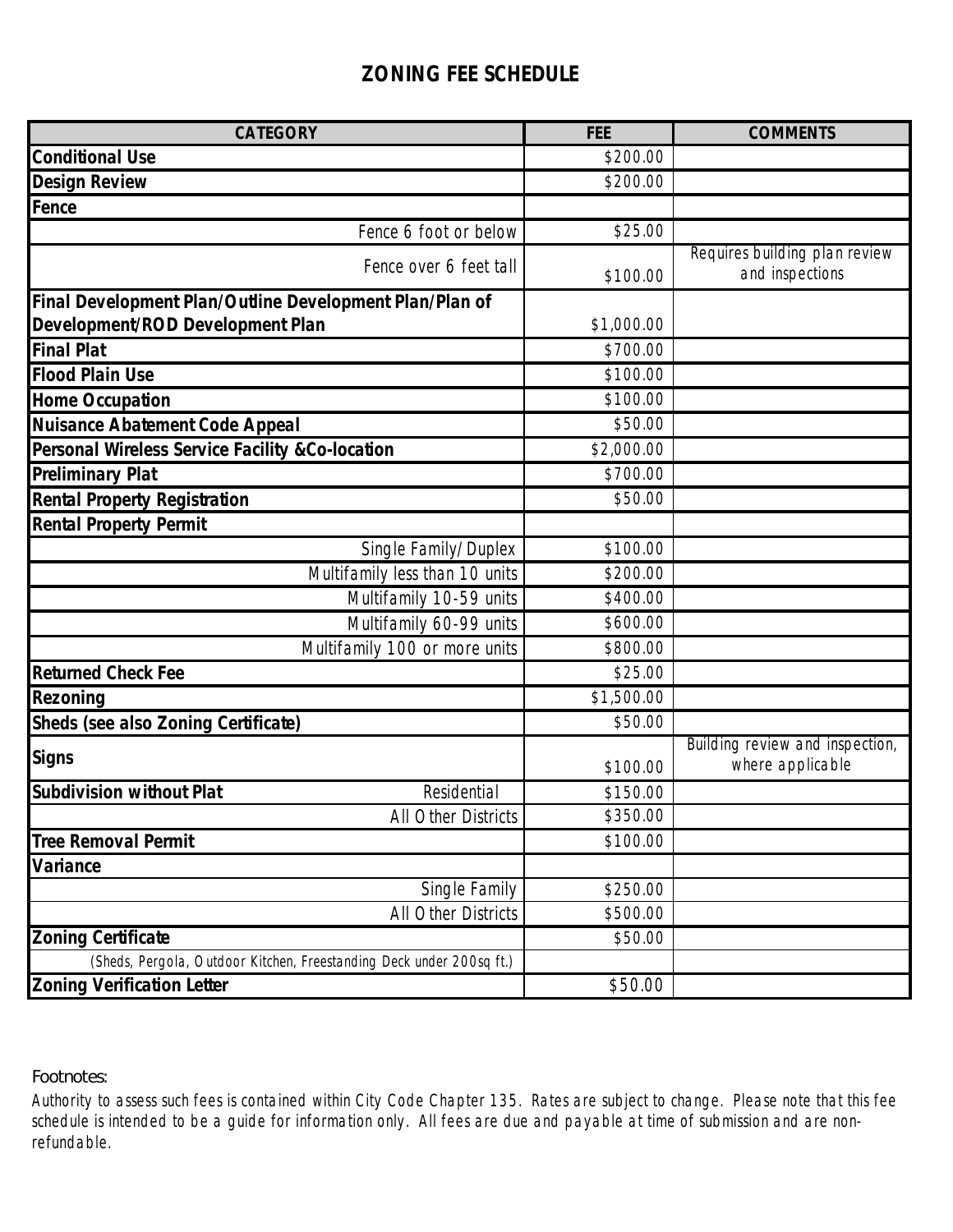# ZONING FEE SCHEDULE

| CATEGORY | FEE | COMMENTS |
|---|---|---|
| **Conditional Use** | $200.00 | |
| **Design Review** | $200.00 | |
| **Fence** | | |
| Fence 6 foot or below | $25.00 | |
| Fence over 6 feet tall | $100.00 | Requires building plan review and inspections |
| **Final Development Plan/Outline Development Plan/Plan of Development/ROD Development Plan** | $1,000.00 | |
| **Final Plat** | $700.00 | |
| **Flood Plain Use** | $100.00 | |
| **Home Occupation** | $100.00 | |
| **Nuisance Abatement Code Appeal** | $50.00 | |
| **Personal Wireless Service Facility &Co-location** | $2,000.00 | |
| **Preliminary Plat** | $700.00 | |
| **Rental Property Registration** | $50.00 | |
| **Rental Property Permit** | | |
| Single Family/ Duplex | $100.00 | |
| Multifamily less than 10 units | $200.00 | |
| Multifamily 10-59 units | $400.00 | |
| Multifamily 60-99 units | $600.00 | |
| Multifamily 100 or more units | $800.00 | |
| **Returned Check Fee** | $25.00 | |
| **Rezoning** | $1,500.00 | |
| **Sheds (see also Zoning Certificate)** | $50.00 | |
| **Signs** | $100.00 | Building review and inspection, where applicable |
| **Subdivision without Plat** Residential | $150.00 | |
| All Other Districts | $350.00 | |
| **Tree Removal Permit** | $100.00 | |
| **Variance** | | |
| Single Family | $250.00 | |
| All Other Districts | $500.00 | |
| **Zoning Certificate** | $50.00 | |
| (Sheds, Pergola, Outdoor Kitchen, Freestanding Deck under 200sq ft.) | | |
| **Zoning Verification Letter** | $50.00 | |

Footnotes:

Authority to assess such fees is contained within City Code Chapter 135. Rates are subject to change. Please note that this fee schedule is intended to be a guide for information only. All fees are due and payable at time of submission and are non-refundable.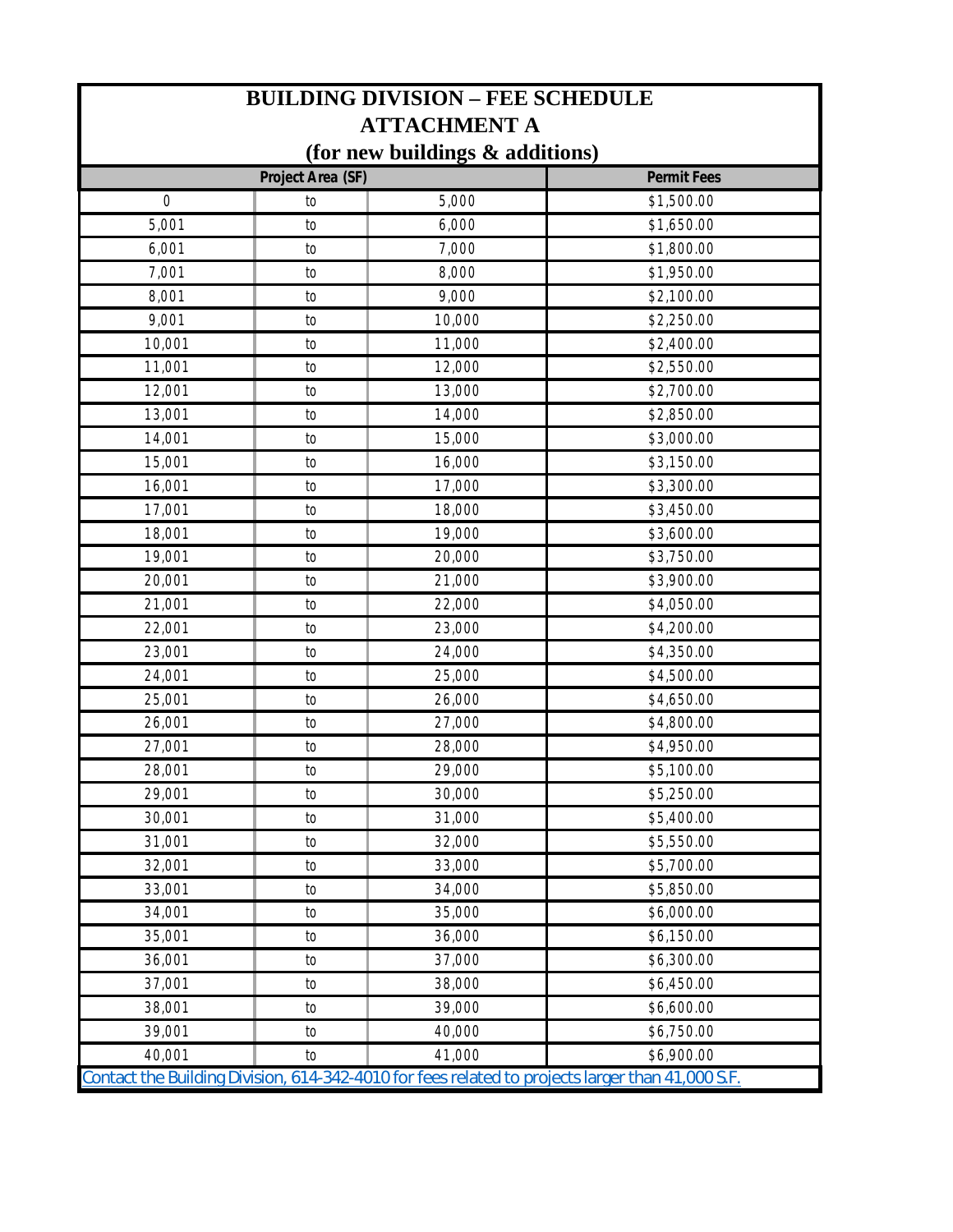# BUILDING DIVISION – FEE SCHEDULE
## ATTACHMENT A
### (for new buildings & additions)

| Project Area (SF) | | | Permit Fees |
|---|---|---|---|
| 0 | to | 5,000 | $1,500.00 |
| 5,001 | to | 6,000 | $1,650.00 |
| 6,001 | to | 7,000 | $1,800.00 |
| 7,001 | to | 8,000 | $1,950.00 |
| 8,001 | to | 9,000 | $2,100.00 |
| 9,001 | to | 10,000 | $2,250.00 |
| 10,001 | to | 11,000 | $2,400.00 |
| 11,001 | to | 12,000 | $2,550.00 |
| 12,001 | to | 13,000 | $2,700.00 |
| 13,001 | to | 14,000 | $2,850.00 |
| 14,001 | to | 15,000 | $3,000.00 |
| 15,001 | to | 16,000 | $3,150.00 |
| 16,001 | to | 17,000 | $3,300.00 |
| 17,001 | to | 18,000 | $3,450.00 |
| 18,001 | to | 19,000 | $3,600.00 |
| 19,001 | to | 20,000 | $3,750.00 |
| 20,001 | to | 21,000 | $3,900.00 |
| 21,001 | to | 22,000 | $4,050.00 |
| 22,001 | to | 23,000 | $4,200.00 |
| 23,001 | to | 24,000 | $4,350.00 |
| 24,001 | to | 25,000 | $4,500.00 |
| 25,001 | to | 26,000 | $4,650.00 |
| 26,001 | to | 27,000 | $4,800.00 |
| 27,001 | to | 28,000 | $4,950.00 |
| 28,001 | to | 29,000 | $5,100.00 |
| 29,001 | to | 30,000 | $5,250.00 |
| 30,001 | to | 31,000 | $5,400.00 |
| 31,001 | to | 32,000 | $5,550.00 |
| 32,001 | to | 33,000 | $5,700.00 |
| 33,001 | to | 34,000 | $5,850.00 |
| 34,001 | to | 35,000 | $6,000.00 |
| 35,001 | to | 36,000 | $6,150.00 |
| 36,001 | to | 37,000 | $6,300.00 |
| 37,001 | to | 38,000 | $6,450.00 |
| 38,001 | to | 39,000 | $6,600.00 |
| 39,001 | to | 40,000 | $6,750.00 |
| 40,001 | to | 41,000 | $6,900.00 |

Contact the Building Division, 614-342-4010 for fees related to projects larger than 41,000 S.F.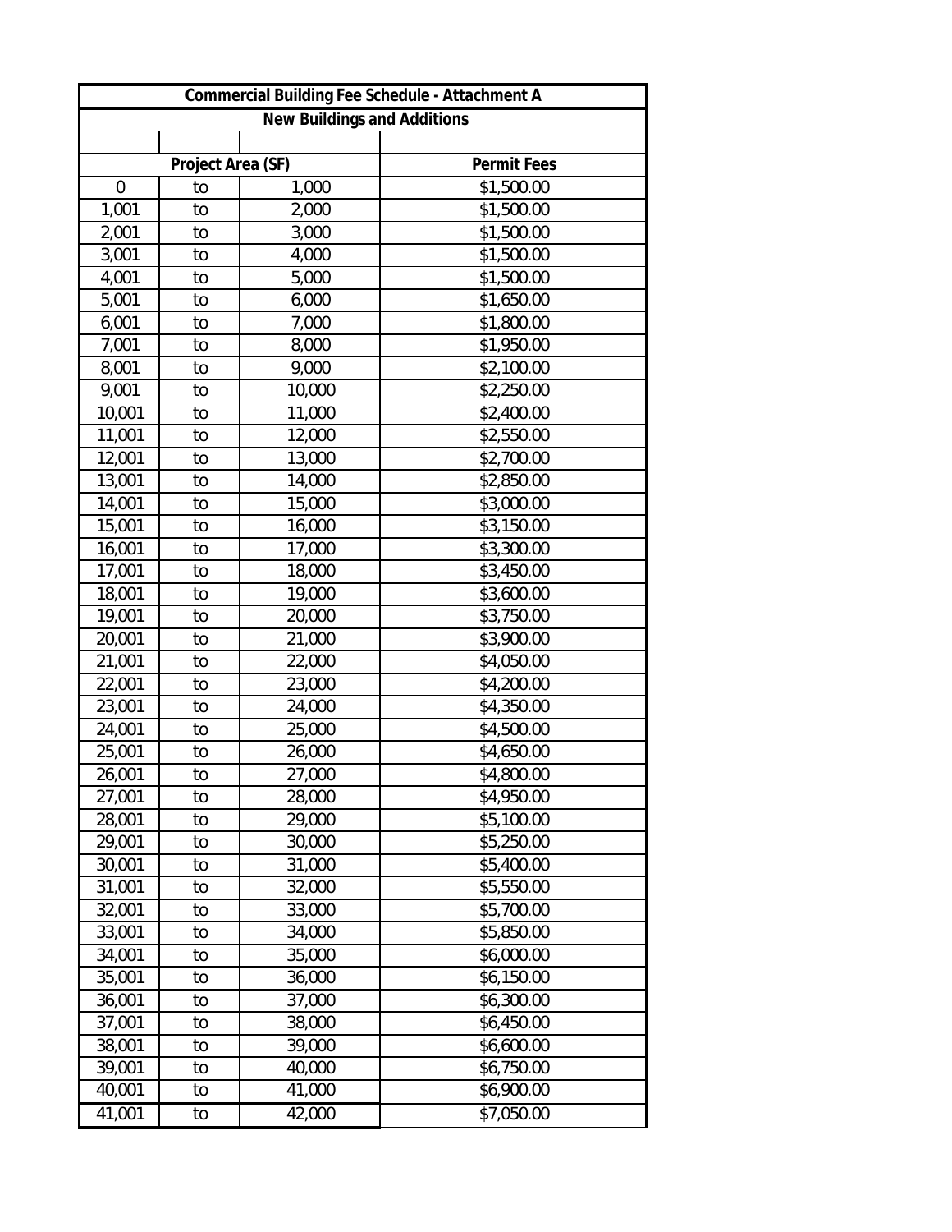| Commercial Building Fee Schedule - Attachment A | | | |
|---|---|---|---|
| New Buildings and Additions | | | |
| | | | |
| Project Area (SF) | | | Permit Fees |
| 0 | to | 1,000 | $1,500.00 |
| 1,001 | to | 2,000 | $1,500.00 |
| 2,001 | to | 3,000 | $1,500.00 |
| 3,001 | to | 4,000 | $1,500.00 |
| 4,001 | to | 5,000 | $1,500.00 |
| 5,001 | to | 6,000 | $1,650.00 |
| 6,001 | to | 7,000 | $1,800.00 |
| 7,001 | to | 8,000 | $1,950.00 |
| 8,001 | to | 9,000 | $2,100.00 |
| 9,001 | to | 10,000 | $2,250.00 |
| 10,001 | to | 11,000 | $2,400.00 |
| 11,001 | to | 12,000 | $2,550.00 |
| 12,001 | to | 13,000 | $2,700.00 |
| 13,001 | to | 14,000 | $2,850.00 |
| 14,001 | to | 15,000 | $3,000.00 |
| 15,001 | to | 16,000 | $3,150.00 |
| 16,001 | to | 17,000 | $3,300.00 |
| 17,001 | to | 18,000 | $3,450.00 |
| 18,001 | to | 19,000 | $3,600.00 |
| 19,001 | to | 20,000 | $3,750.00 |
| 20,001 | to | 21,000 | $3,900.00 |
| 21,001 | to | 22,000 | $4,050.00 |
| 22,001 | to | 23,000 | $4,200.00 |
| 23,001 | to | 24,000 | $4,350.00 |
| 24,001 | to | 25,000 | $4,500.00 |
| 25,001 | to | 26,000 | $4,650.00 |
| 26,001 | to | 27,000 | $4,800.00 |
| 27,001 | to | 28,000 | $4,950.00 |
| 28,001 | to | 29,000 | $5,100.00 |
| 29,001 | to | 30,000 | $5,250.00 |
| 30,001 | to | 31,000 | $5,400.00 |
| 31,001 | to | 32,000 | $5,550.00 |
| 32,001 | to | 33,000 | $5,700.00 |
| 33,001 | to | 34,000 | $5,850.00 |
| 34,001 | to | 35,000 | $6,000.00 |
| 35,001 | to | 36,000 | $6,150.00 |
| 36,001 | to | 37,000 | $6,300.00 |
| 37,001 | to | 38,000 | $6,450.00 |
| 38,001 | to | 39,000 | $6,600.00 |
| 39,001 | to | 40,000 | $6,750.00 |
| 40,001 | to | 41,000 | $6,900.00 |
| 41,001 | to | 42,000 | $7,050.00 |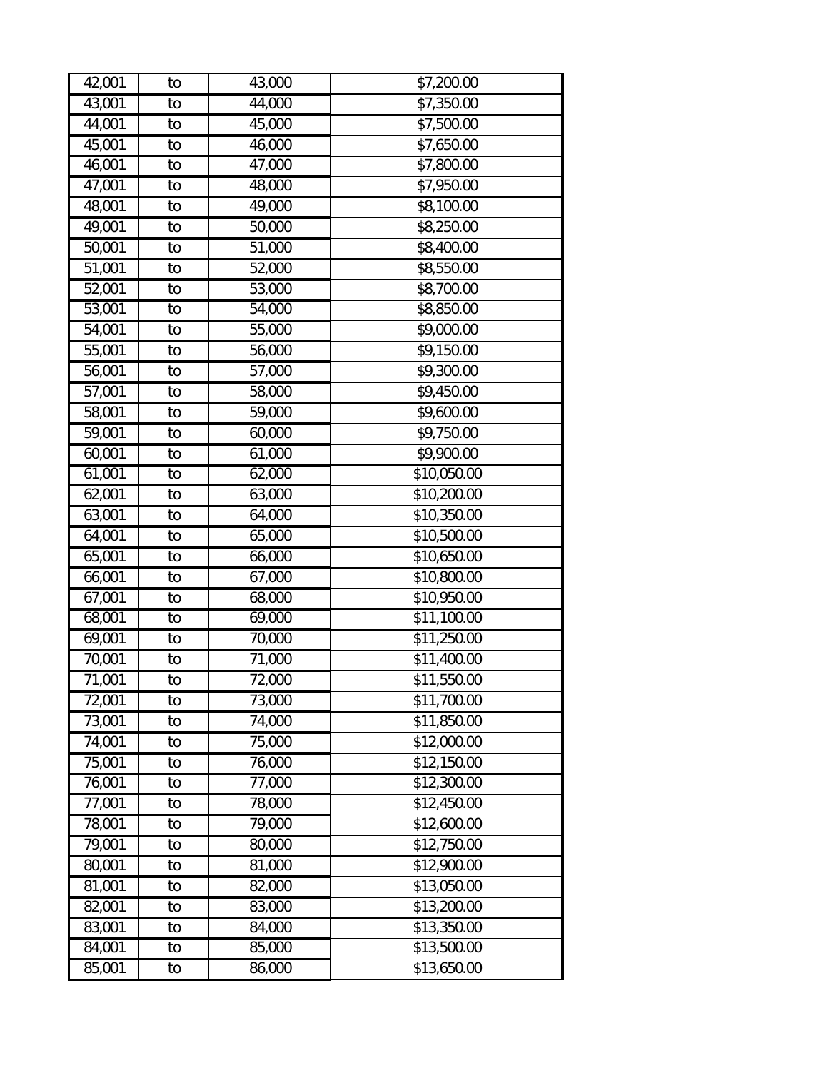| 42,001 | to | 43,000 | $7,200.00 |
|---|---|---|---|
| 43,001 | to | 44,000 | $7,350.00 |
| 44,001 | to | 45,000 | $7,500.00 |
| 45,001 | to | 46,000 | $7,650.00 |
| 46,001 | to | 47,000 | $7,800.00 |
| 47,001 | to | 48,000 | $7,950.00 |
| 48,001 | to | 49,000 | $8,100.00 |
| 49,001 | to | 50,000 | $8,250.00 |
| 50,001 | to | 51,000 | $8,400.00 |
| 51,001 | to | 52,000 | $8,550.00 |
| 52,001 | to | 53,000 | $8,700.00 |
| 53,001 | to | 54,000 | $8,850.00 |
| 54,001 | to | 55,000 | $9,000.00 |
| 55,001 | to | 56,000 | $9,150.00 |
| 56,001 | to | 57,000 | $9,300.00 |
| 57,001 | to | 58,000 | $9,450.00 |
| 58,001 | to | 59,000 | $9,600.00 |
| 59,001 | to | 60,000 | $9,750.00 |
| 60,001 | to | 61,000 | $9,900.00 |
| 61,001 | to | 62,000 | $10,050.00 |
| 62,001 | to | 63,000 | $10,200.00 |
| 63,001 | to | 64,000 | $10,350.00 |
| 64,001 | to | 65,000 | $10,500.00 |
| 65,001 | to | 66,000 | $10,650.00 |
| 66,001 | to | 67,000 | $10,800.00 |
| 67,001 | to | 68,000 | $10,950.00 |
| 68,001 | to | 69,000 | $11,100.00 |
| 69,001 | to | 70,000 | $11,250.00 |
| 70,001 | to | 71,000 | $11,400.00 |
| 71,001 | to | 72,000 | $11,550.00 |
| 72,001 | to | 73,000 | $11,700.00 |
| 73,001 | to | 74,000 | $11,850.00 |
| 74,001 | to | 75,000 | $12,000.00 |
| 75,001 | to | 76,000 | $12,150.00 |
| 76,001 | to | 77,000 | $12,300.00 |
| 77,001 | to | 78,000 | $12,450.00 |
| 78,001 | to | 79,000 | $12,600.00 |
| 79,001 | to | 80,000 | $12,750.00 |
| 80,001 | to | 81,000 | $12,900.00 |
| 81,001 | to | 82,000 | $13,050.00 |
| 82,001 | to | 83,000 | $13,200.00 |
| 83,001 | to | 84,000 | $13,350.00 |
| 84,001 | to | 85,000 | $13,500.00 |
| 85,001 | to | 86,000 | $13,650.00 |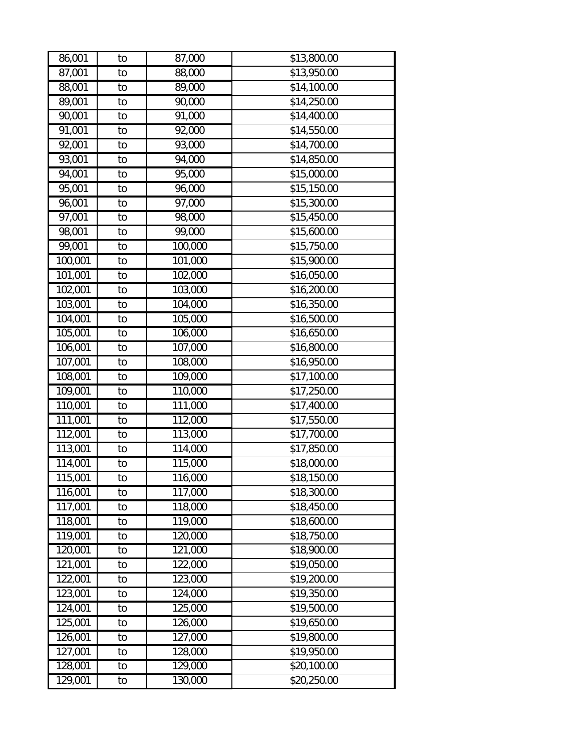| | | | |
|---|---|---|---|
| 86,001 | to | 87,000 | $13,800.00 |
| 87,001 | to | 88,000 | $13,950.00 |
| 88,001 | to | 89,000 | $14,100.00 |
| 89,001 | to | 90,000 | $14,250.00 |
| 90,001 | to | 91,000 | $14,400.00 |
| 91,001 | to | 92,000 | $14,550.00 |
| 92,001 | to | 93,000 | $14,700.00 |
| 93,001 | to | 94,000 | $14,850.00 |
| 94,001 | to | 95,000 | $15,000.00 |
| 95,001 | to | 96,000 | $15,150.00 |
| 96,001 | to | 97,000 | $15,300.00 |
| 97,001 | to | 98,000 | $15,450.00 |
| 98,001 | to | 99,000 | $15,600.00 |
| 99,001 | to | 100,000 | $15,750.00 |
| 100,001 | to | 101,000 | $15,900.00 |
| 101,001 | to | 102,000 | $16,050.00 |
| 102,001 | to | 103,000 | $16,200.00 |
| 103,001 | to | 104,000 | $16,350.00 |
| 104,001 | to | 105,000 | $16,500.00 |
| 105,001 | to | 106,000 | $16,650.00 |
| 106,001 | to | 107,000 | $16,800.00 |
| 107,001 | to | 108,000 | $16,950.00 |
| 108,001 | to | 109,000 | $17,100.00 |
| 109,001 | to | 110,000 | $17,250.00 |
| 110,001 | to | 111,000 | $17,400.00 |
| 111,001 | to | 112,000 | $17,550.00 |
| 112,001 | to | 113,000 | $17,700.00 |
| 113,001 | to | 114,000 | $17,850.00 |
| 114,001 | to | 115,000 | $18,000.00 |
| 115,001 | to | 116,000 | $18,150.00 |
| 116,001 | to | 117,000 | $18,300.00 |
| 117,001 | to | 118,000 | $18,450.00 |
| 118,001 | to | 119,000 | $18,600.00 |
| 119,001 | to | 120,000 | $18,750.00 |
| 120,001 | to | 121,000 | $18,900.00 |
| 121,001 | to | 122,000 | $19,050.00 |
| 122,001 | to | 123,000 | $19,200.00 |
| 123,001 | to | 124,000 | $19,350.00 |
| 124,001 | to | 125,000 | $19,500.00 |
| 125,001 | to | 126,000 | $19,650.00 |
| 126,001 | to | 127,000 | $19,800.00 |
| 127,001 | to | 128,000 | $19,950.00 |
| 128,001 | to | 129,000 | $20,100.00 |
| 129,001 | to | 130,000 | $20,250.00 |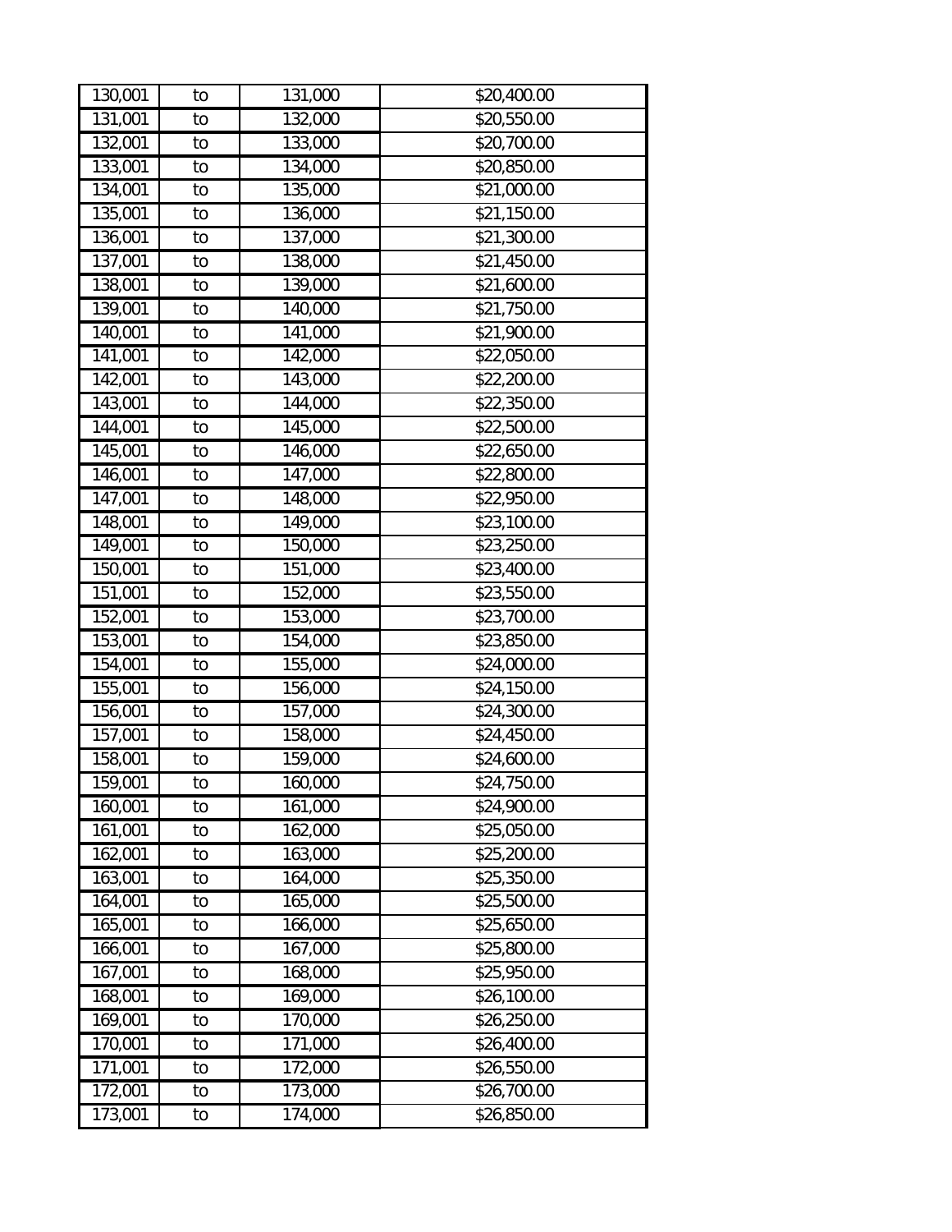| | | | |
|---|---|---|---|
| 130,001 | to | 131,000 | $20,400.00 |
| 131,001 | to | 132,000 | $20,550.00 |
| 132,001 | to | 133,000 | $20,700.00 |
| 133,001 | to | 134,000 | $20,850.00 |
| 134,001 | to | 135,000 | $21,000.00 |
| 135,001 | to | 136,000 | $21,150.00 |
| 136,001 | to | 137,000 | $21,300.00 |
| 137,001 | to | 138,000 | $21,450.00 |
| 138,001 | to | 139,000 | $21,600.00 |
| 139,001 | to | 140,000 | $21,750.00 |
| 140,001 | to | 141,000 | $21,900.00 |
| 141,001 | to | 142,000 | $22,050.00 |
| 142,001 | to | 143,000 | $22,200.00 |
| 143,001 | to | 144,000 | $22,350.00 |
| 144,001 | to | 145,000 | $22,500.00 |
| 145,001 | to | 146,000 | $22,650.00 |
| 146,001 | to | 147,000 | $22,800.00 |
| 147,001 | to | 148,000 | $22,950.00 |
| 148,001 | to | 149,000 | $23,100.00 |
| 149,001 | to | 150,000 | $23,250.00 |
| 150,001 | to | 151,000 | $23,400.00 |
| 151,001 | to | 152,000 | $23,550.00 |
| 152,001 | to | 153,000 | $23,700.00 |
| 153,001 | to | 154,000 | $23,850.00 |
| 154,001 | to | 155,000 | $24,000.00 |
| 155,001 | to | 156,000 | $24,150.00 |
| 156,001 | to | 157,000 | $24,300.00 |
| 157,001 | to | 158,000 | $24,450.00 |
| 158,001 | to | 159,000 | $24,600.00 |
| 159,001 | to | 160,000 | $24,750.00 |
| 160,001 | to | 161,000 | $24,900.00 |
| 161,001 | to | 162,000 | $25,050.00 |
| 162,001 | to | 163,000 | $25,200.00 |
| 163,001 | to | 164,000 | $25,350.00 |
| 164,001 | to | 165,000 | $25,500.00 |
| 165,001 | to | 166,000 | $25,650.00 |
| 166,001 | to | 167,000 | $25,800.00 |
| 167,001 | to | 168,000 | $25,950.00 |
| 168,001 | to | 169,000 | $26,100.00 |
| 169,001 | to | 170,000 | $26,250.00 |
| 170,001 | to | 171,000 | $26,400.00 |
| 171,001 | to | 172,000 | $26,550.00 |
| 172,001 | to | 173,000 | $26,700.00 |
| 173,001 | to | 174,000 | $26,850.00 |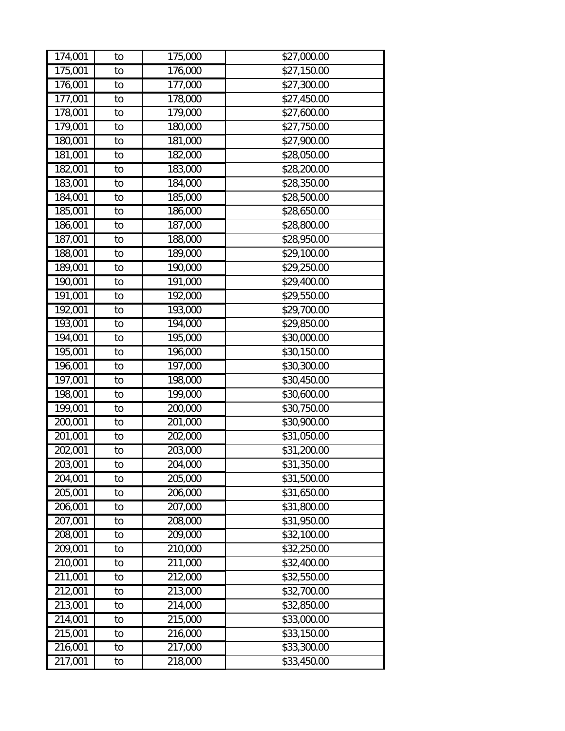| | | | |
|---|---|---|---|
| 174,001 | to | 175,000 | $27,000.00 |
| 175,001 | to | 176,000 | $27,150.00 |
| 176,001 | to | 177,000 | $27,300.00 |
| 177,001 | to | 178,000 | $27,450.00 |
| 178,001 | to | 179,000 | $27,600.00 |
| 179,001 | to | 180,000 | $27,750.00 |
| 180,001 | to | 181,000 | $27,900.00 |
| 181,001 | to | 182,000 | $28,050.00 |
| 182,001 | to | 183,000 | $28,200.00 |
| 183,001 | to | 184,000 | $28,350.00 |
| 184,001 | to | 185,000 | $28,500.00 |
| 185,001 | to | 186,000 | $28,650.00 |
| 186,001 | to | 187,000 | $28,800.00 |
| 187,001 | to | 188,000 | $28,950.00 |
| 188,001 | to | 189,000 | $29,100.00 |
| 189,001 | to | 190,000 | $29,250.00 |
| 190,001 | to | 191,000 | $29,400.00 |
| 191,001 | to | 192,000 | $29,550.00 |
| 192,001 | to | 193,000 | $29,700.00 |
| 193,001 | to | 194,000 | $29,850.00 |
| 194,001 | to | 195,000 | $30,000.00 |
| 195,001 | to | 196,000 | $30,150.00 |
| 196,001 | to | 197,000 | $30,300.00 |
| 197,001 | to | 198,000 | $30,450.00 |
| 198,001 | to | 199,000 | $30,600.00 |
| 199,001 | to | 200,000 | $30,750.00 |
| 200,001 | to | 201,000 | $30,900.00 |
| 201,001 | to | 202,000 | $31,050.00 |
| 202,001 | to | 203,000 | $31,200.00 |
| 203,001 | to | 204,000 | $31,350.00 |
| 204,001 | to | 205,000 | $31,500.00 |
| 205,001 | to | 206,000 | $31,650.00 |
| 206,001 | to | 207,000 | $31,800.00 |
| 207,001 | to | 208,000 | $31,950.00 |
| 208,001 | to | 209,000 | $32,100.00 |
| 209,001 | to | 210,000 | $32,250.00 |
| 210,001 | to | 211,000 | $32,400.00 |
| 211,001 | to | 212,000 | $32,550.00 |
| 212,001 | to | 213,000 | $32,700.00 |
| 213,001 | to | 214,000 | $32,850.00 |
| 214,001 | to | 215,000 | $33,000.00 |
| 215,001 | to | 216,000 | $33,150.00 |
| 216,001 | to | 217,000 | $33,300.00 |
| 217,001 | to | 218,000 | $33,450.00 |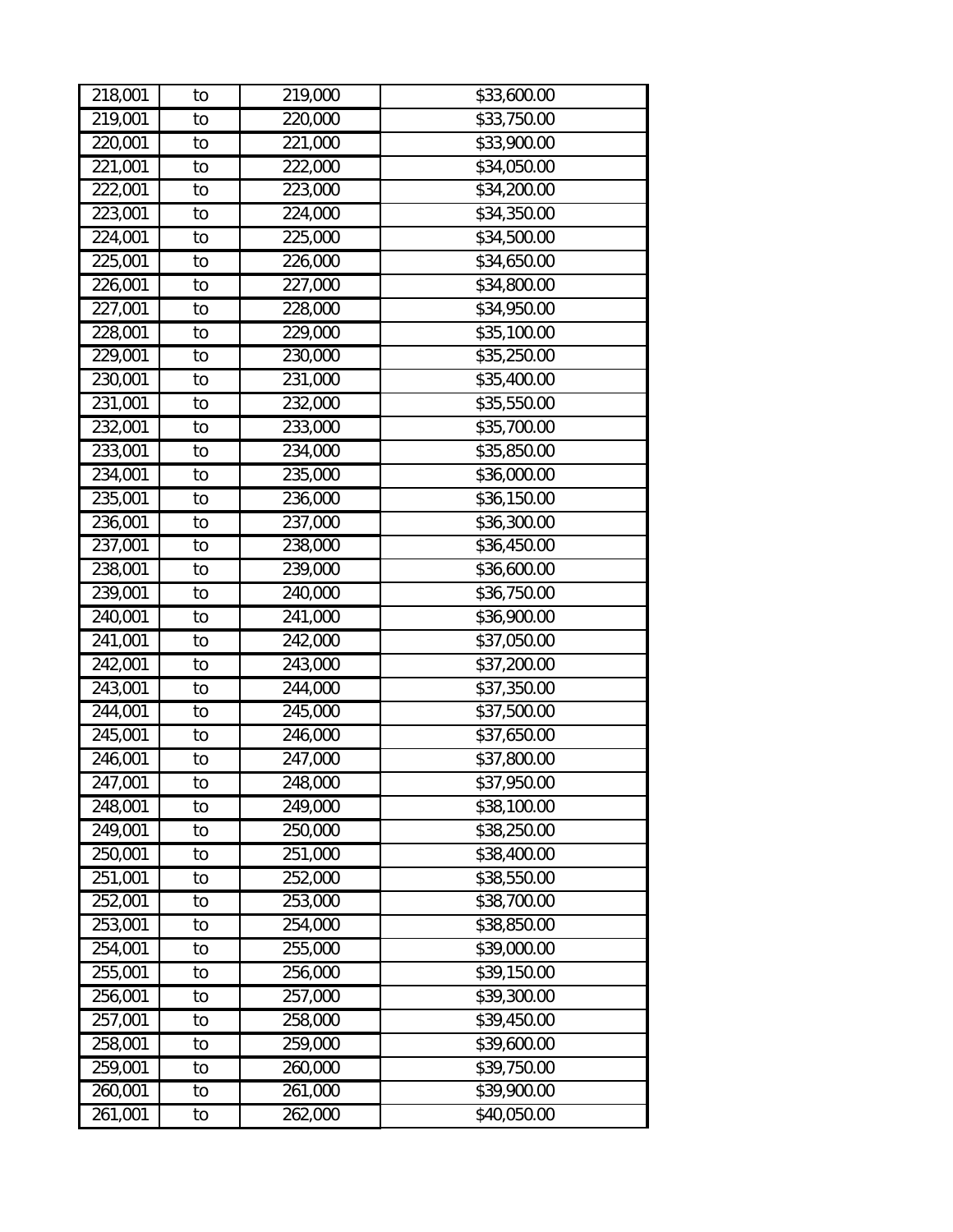| | | | |
|---|---|---|---|
| 218,001 | to | 219,000 | $33,600.00 |
| 219,001 | to | 220,000 | $33,750.00 |
| 220,001 | to | 221,000 | $33,900.00 |
| 221,001 | to | 222,000 | $34,050.00 |
| 222,001 | to | 223,000 | $34,200.00 |
| 223,001 | to | 224,000 | $34,350.00 |
| 224,001 | to | 225,000 | $34,500.00 |
| 225,001 | to | 226,000 | $34,650.00 |
| 226,001 | to | 227,000 | $34,800.00 |
| 227,001 | to | 228,000 | $34,950.00 |
| 228,001 | to | 229,000 | $35,100.00 |
| 229,001 | to | 230,000 | $35,250.00 |
| 230,001 | to | 231,000 | $35,400.00 |
| 231,001 | to | 232,000 | $35,550.00 |
| 232,001 | to | 233,000 | $35,700.00 |
| 233,001 | to | 234,000 | $35,850.00 |
| 234,001 | to | 235,000 | $36,000.00 |
| 235,001 | to | 236,000 | $36,150.00 |
| 236,001 | to | 237,000 | $36,300.00 |
| 237,001 | to | 238,000 | $36,450.00 |
| 238,001 | to | 239,000 | $36,600.00 |
| 239,001 | to | 240,000 | $36,750.00 |
| 240,001 | to | 241,000 | $36,900.00 |
| 241,001 | to | 242,000 | $37,050.00 |
| 242,001 | to | 243,000 | $37,200.00 |
| 243,001 | to | 244,000 | $37,350.00 |
| 244,001 | to | 245,000 | $37,500.00 |
| 245,001 | to | 246,000 | $37,650.00 |
| 246,001 | to | 247,000 | $37,800.00 |
| 247,001 | to | 248,000 | $37,950.00 |
| 248,001 | to | 249,000 | $38,100.00 |
| 249,001 | to | 250,000 | $38,250.00 |
| 250,001 | to | 251,000 | $38,400.00 |
| 251,001 | to | 252,000 | $38,550.00 |
| 252,001 | to | 253,000 | $38,700.00 |
| 253,001 | to | 254,000 | $38,850.00 |
| 254,001 | to | 255,000 | $39,000.00 |
| 255,001 | to | 256,000 | $39,150.00 |
| 256,001 | to | 257,000 | $39,300.00 |
| 257,001 | to | 258,000 | $39,450.00 |
| 258,001 | to | 259,000 | $39,600.00 |
| 259,001 | to | 260,000 | $39,750.00 |
| 260,001 | to | 261,000 | $39,900.00 |
| 261,001 | to | 262,000 | $40,050.00 |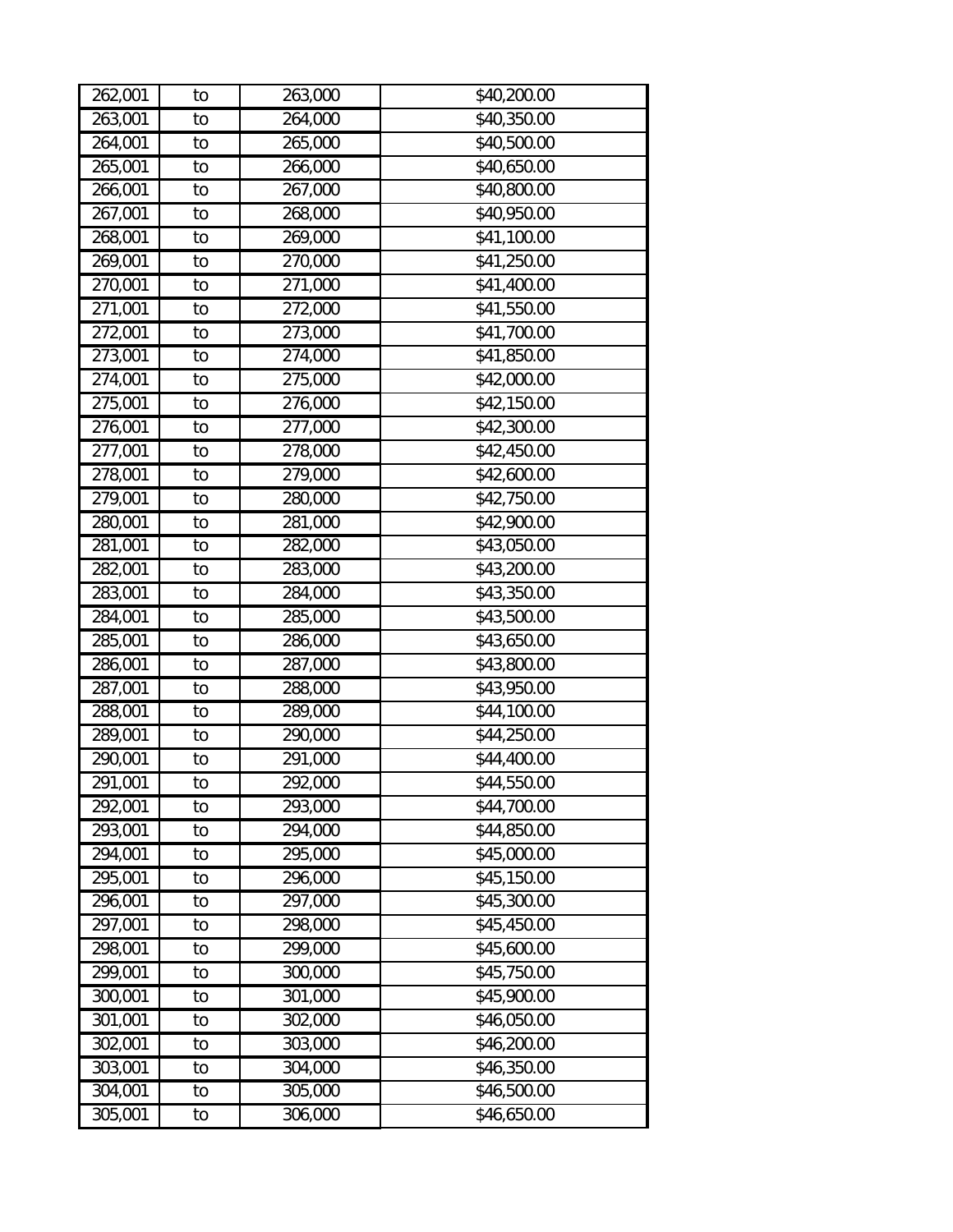| | | | |
|---|---|---|---|
| 262,001 | to | 263,000 | $40,200.00 |
| 263,001 | to | 264,000 | $40,350.00 |
| 264,001 | to | 265,000 | $40,500.00 |
| 265,001 | to | 266,000 | $40,650.00 |
| 266,001 | to | 267,000 | $40,800.00 |
| 267,001 | to | 268,000 | $40,950.00 |
| 268,001 | to | 269,000 | $41,100.00 |
| 269,001 | to | 270,000 | $41,250.00 |
| 270,001 | to | 271,000 | $41,400.00 |
| 271,001 | to | 272,000 | $41,550.00 |
| 272,001 | to | 273,000 | $41,700.00 |
| 273,001 | to | 274,000 | $41,850.00 |
| 274,001 | to | 275,000 | $42,000.00 |
| 275,001 | to | 276,000 | $42,150.00 |
| 276,001 | to | 277,000 | $42,300.00 |
| 277,001 | to | 278,000 | $42,450.00 |
| 278,001 | to | 279,000 | $42,600.00 |
| 279,001 | to | 280,000 | $42,750.00 |
| 280,001 | to | 281,000 | $42,900.00 |
| 281,001 | to | 282,000 | $43,050.00 |
| 282,001 | to | 283,000 | $43,200.00 |
| 283,001 | to | 284,000 | $43,350.00 |
| 284,001 | to | 285,000 | $43,500.00 |
| 285,001 | to | 286,000 | $43,650.00 |
| 286,001 | to | 287,000 | $43,800.00 |
| 287,001 | to | 288,000 | $43,950.00 |
| 288,001 | to | 289,000 | $44,100.00 |
| 289,001 | to | 290,000 | $44,250.00 |
| 290,001 | to | 291,000 | $44,400.00 |
| 291,001 | to | 292,000 | $44,550.00 |
| 292,001 | to | 293,000 | $44,700.00 |
| 293,001 | to | 294,000 | $44,850.00 |
| 294,001 | to | 295,000 | $45,000.00 |
| 295,001 | to | 296,000 | $45,150.00 |
| 296,001 | to | 297,000 | $45,300.00 |
| 297,001 | to | 298,000 | $45,450.00 |
| 298,001 | to | 299,000 | $45,600.00 |
| 299,001 | to | 300,000 | $45,750.00 |
| 300,001 | to | 301,000 | $45,900.00 |
| 301,001 | to | 302,000 | $46,050.00 |
| 302,001 | to | 303,000 | $46,200.00 |
| 303,001 | to | 304,000 | $46,350.00 |
| 304,001 | to | 305,000 | $46,500.00 |
| 305,001 | to | 306,000 | $46,650.00 |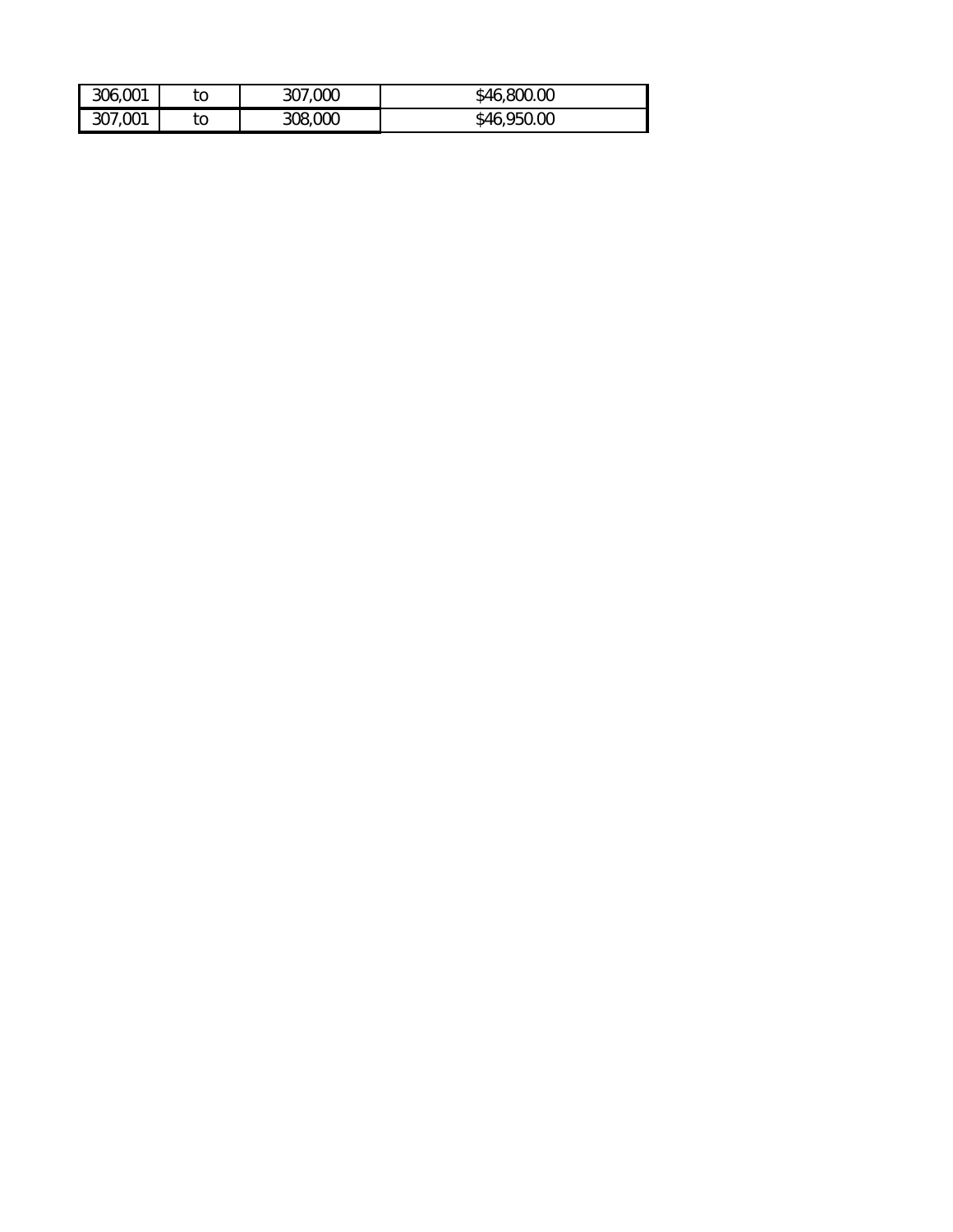| | | | |
|---|---|---|---|
| 306,001 | to | 307,000 | $46,800.00 |
| 307,001 | to | 308,000 | $46,950.00 |